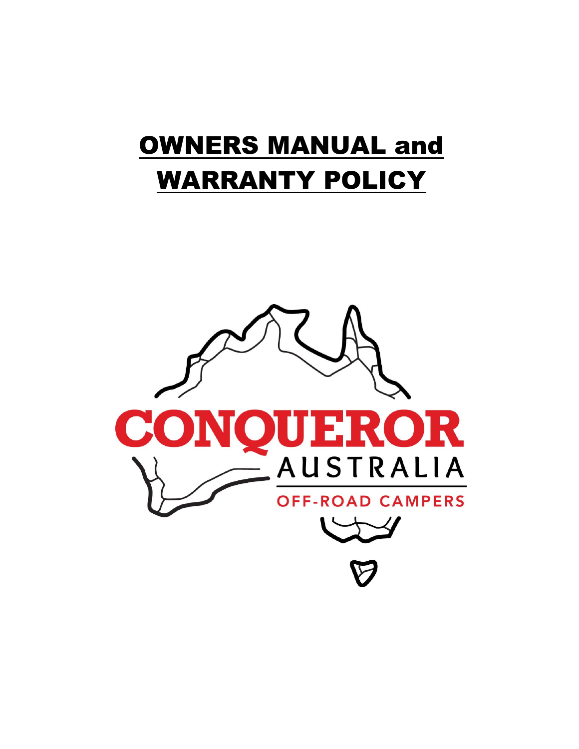# OWNERS MANUAL and WARRANTY POLICY

CONQUEROR
AUSTRALIA
OFF-ROAD CAMPERS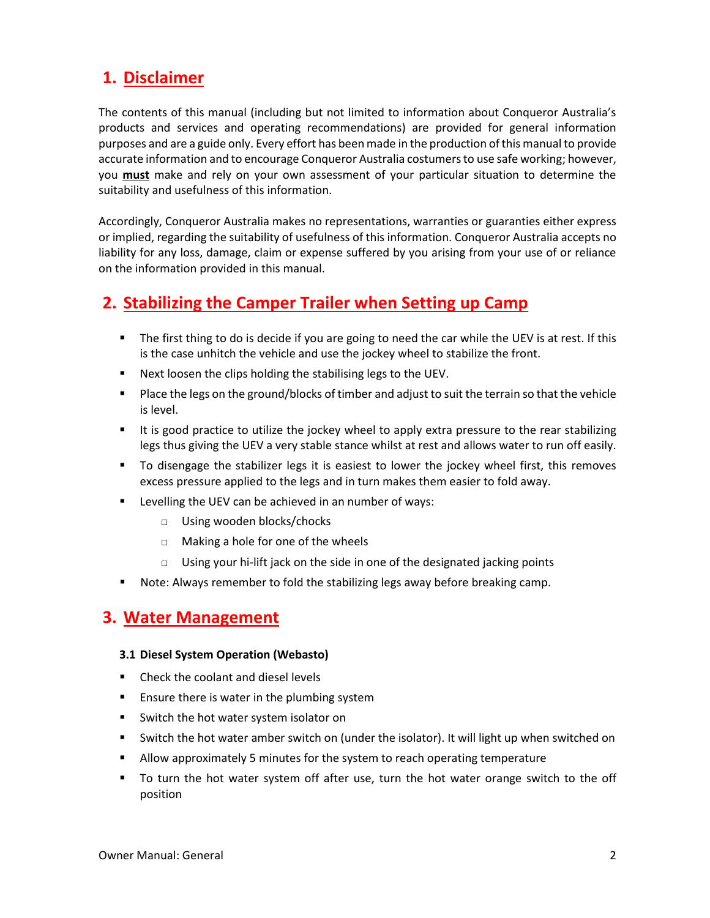## 1. Disclaimer

The contents of this manual (including but not limited to information about Conqueror Australia's products and services and operating recommendations) are provided for general information purposes and are a guide only. Every effort has been made in the production of this manual to provide accurate information and to encourage Conqueror Australia costumers to use safe working; however, you **must** make and rely on your own assessment of your particular situation to determine the suitability and usefulness of this information.

Accordingly, Conqueror Australia makes no representations, warranties or guaranties either express or implied, regarding the suitability of usefulness of this information. Conqueror Australia accepts no liability for any loss, damage, claim or expense suffered by you arising from your use of or reliance on the information provided in this manual.

## 2. Stabilizing the Camper Trailer when Setting up Camp

- The first thing to do is decide if you are going to need the car while the UEV is at rest. If this is the case unhitch the vehicle and use the jockey wheel to stabilize the front.
- Next loosen the clips holding the stabilising legs to the UEV.
- Place the legs on the ground/blocks of timber and adjust to suit the terrain so that the vehicle is level.
- It is good practice to utilize the jockey wheel to apply extra pressure to the rear stabilizing legs thus giving the UEV a very stable stance whilst at rest and allows water to run off easily.
- To disengage the stabilizer legs it is easiest to lower the jockey wheel first, this removes excess pressure applied to the legs and in turn makes them easier to fold away.
- Levelling the UEV can be achieved in an number of ways:
  - Using wooden blocks/chocks
  - Making a hole for one of the wheels
  - Using your hi-lift jack on the side in one of the designated jacking points
- Note: Always remember to fold the stabilizing legs away before breaking camp.

## 3. Water Management

### 3.1 Diesel System Operation (Webasto)

- Check the coolant and diesel levels
- Ensure there is water in the plumbing system
- Switch the hot water system isolator on
- Switch the hot water amber switch on (under the isolator). It will light up when switched on
- Allow approximately 5 minutes for the system to reach operating temperature
- To turn the hot water system off after use, turn the hot water orange switch to the off position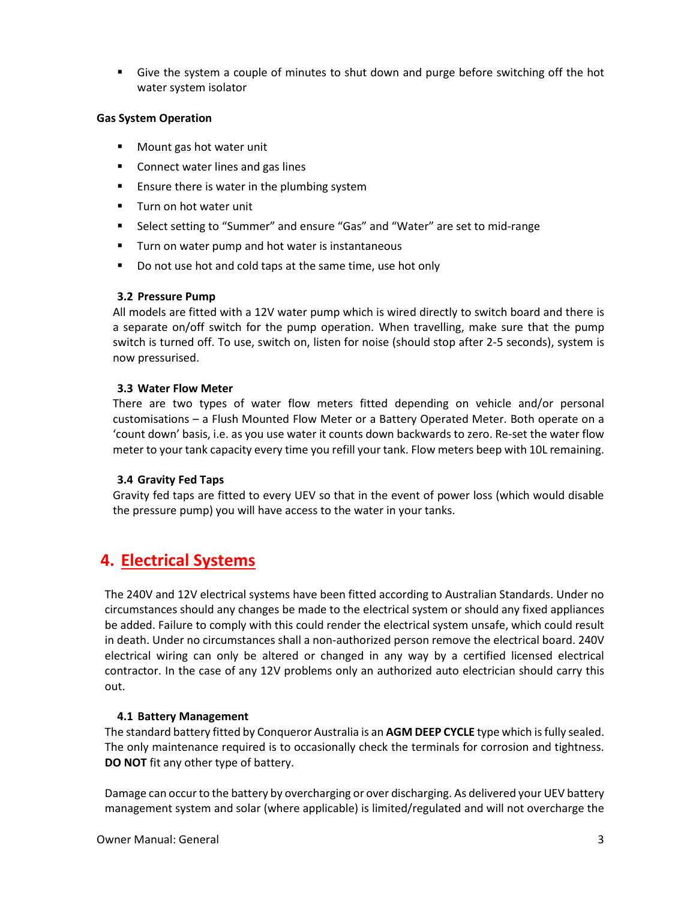- Give the system a couple of minutes to shut down and purge before switching off the hot water system isolator

**Gas System Operation**

- Mount gas hot water unit
- Connect water lines and gas lines
- Ensure there is water in the plumbing system
- Turn on hot water unit
- Select setting to “Summer” and ensure “Gas” and “Water” are set to mid-range
- Turn on water pump and hot water is instantaneous
- Do not use hot and cold taps at the same time, use hot only

### 3.2 Pressure Pump

All models are fitted with a 12V water pump which is wired directly to switch board and there is a separate on/off switch for the pump operation. When travelling, make sure that the pump switch is turned off. To use, switch on, listen for noise (should stop after 2-5 seconds), system is now pressurised.

### 3.3 Water Flow Meter

There are two types of water flow meters fitted depending on vehicle and/or personal customisations – a Flush Mounted Flow Meter or a Battery Operated Meter. Both operate on a ‘count down’ basis, i.e. as you use water it counts down backwards to zero. Re-set the water flow meter to your tank capacity every time you refill your tank. Flow meters beep with 10L remaining.

### 3.4 Gravity Fed Taps

Gravity fed taps are fitted to every UEV so that in the event of power loss (which would disable the pressure pump) you will have access to the water in your tanks.

## 4. Electrical Systems

The 240V and 12V electrical systems have been fitted according to Australian Standards. Under no circumstances should any changes be made to the electrical system or should any fixed appliances be added. Failure to comply with this could render the electrical system unsafe, which could result in death. Under no circumstances shall a non-authorized person remove the electrical board. 240V electrical wiring can only be altered or changed in any way by a certified licensed electrical contractor. In the case of any 12V problems only an authorized auto electrician should carry this out.

### 4.1 Battery Management

The standard battery fitted by Conqueror Australia is an **AGM DEEP CYCLE** type which is fully sealed. The only maintenance required is to occasionally check the terminals for corrosion and tightness. **DO NOT** fit any other type of battery.

Damage can occur to the battery by overcharging or over discharging. As delivered your UEV battery management system and solar (where applicable) is limited/regulated and will not overcharge the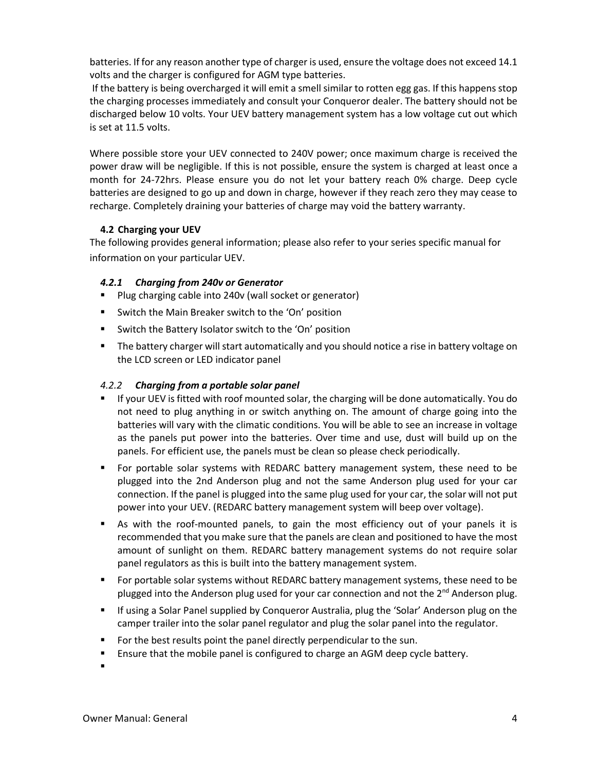batteries. If for any reason another type of charger is used, ensure the voltage does not exceed 14.1 volts and the charger is configured for AGM type batteries.

If the battery is being overcharged it will emit a smell similar to rotten egg gas. If this happens stop the charging processes immediately and consult your Conqueror dealer. The battery should not be discharged below 10 volts. Your UEV battery management system has a low voltage cut out which is set at 11.5 volts.

Where possible store your UEV connected to 240V power; once maximum charge is received the power draw will be negligible. If this is not possible, ensure the system is charged at least once a month for 24-72hrs. Please ensure you do not let your battery reach 0% charge. Deep cycle batteries are designed to go up and down in charge, however if they reach zero they may cease to recharge. Completely draining your batteries of charge may void the battery warranty.

## 4.2 Charging your UEV

The following provides general information; please also refer to your series specific manual for information on your particular UEV.

### *4.2.1 Charging from 240v or Generator*

- Plug charging cable into 240v (wall socket or generator)
- Switch the Main Breaker switch to the 'On' position
- Switch the Battery Isolator switch to the 'On' position
- The battery charger will start automatically and you should notice a rise in battery voltage on the LCD screen or LED indicator panel

### *4.2.2 Charging from a portable solar panel*

- If your UEV is fitted with roof mounted solar, the charging will be done automatically. You do not need to plug anything in or switch anything on. The amount of charge going into the batteries will vary with the climatic conditions. You will be able to see an increase in voltage as the panels put power into the batteries. Over time and use, dust will build up on the panels. For efficient use, the panels must be clean so please check periodically.
- For portable solar systems with REDARC battery management system, these need to be plugged into the 2nd Anderson plug and not the same Anderson plug used for your car connection. If the panel is plugged into the same plug used for your car, the solar will not put power into your UEV. (REDARC battery management system will beep over voltage).
- As with the roof-mounted panels, to gain the most efficiency out of your panels it is recommended that you make sure that the panels are clean and positioned to have the most amount of sunlight on them. REDARC battery management systems do not require solar panel regulators as this is built into the battery management system.
- For portable solar systems without REDARC battery management systems, these need to be plugged into the Anderson plug used for your car connection and not the 2nd Anderson plug.
- If using a Solar Panel supplied by Conqueror Australia, plug the 'Solar' Anderson plug on the camper trailer into the solar panel regulator and plug the solar panel into the regulator.
- For the best results point the panel directly perpendicular to the sun.
- Ensure that the mobile panel is configured to charge an AGM deep cycle battery.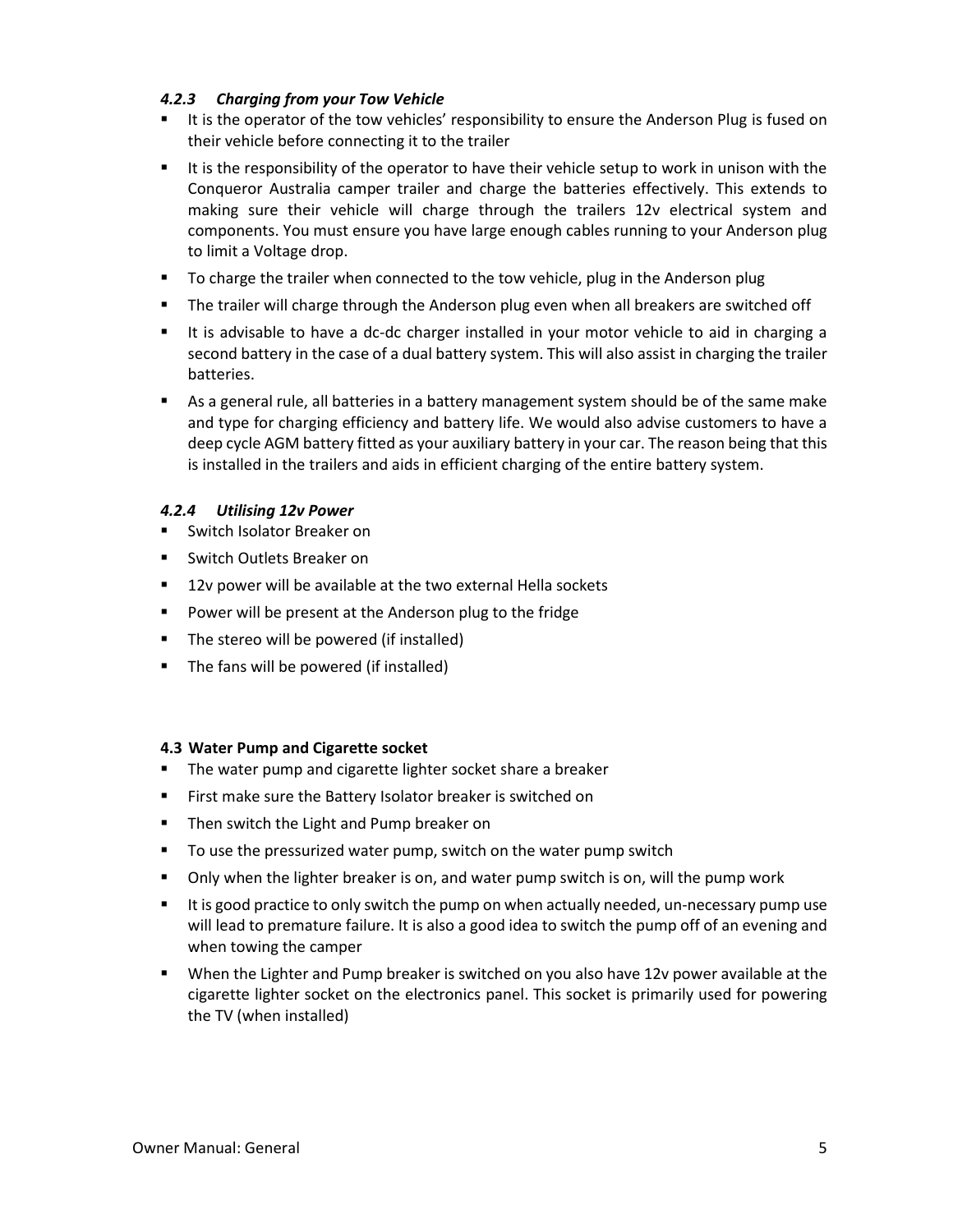#### *4.2.3 Charging from your Tow Vehicle*

- It is the operator of the tow vehicles' responsibility to ensure the Anderson Plug is fused on their vehicle before connecting it to the trailer
- It is the responsibility of the operator to have their vehicle setup to work in unison with the Conqueror Australia camper trailer and charge the batteries effectively. This extends to making sure their vehicle will charge through the trailers 12v electrical system and components. You must ensure you have large enough cables running to your Anderson plug to limit a Voltage drop.
- To charge the trailer when connected to the tow vehicle, plug in the Anderson plug
- The trailer will charge through the Anderson plug even when all breakers are switched off
- It is advisable to have a dc-dc charger installed in your motor vehicle to aid in charging a second battery in the case of a dual battery system. This will also assist in charging the trailer batteries.
- As a general rule, all batteries in a battery management system should be of the same make and type for charging efficiency and battery life. We would also advise customers to have a deep cycle AGM battery fitted as your auxiliary battery in your car. The reason being that this is installed in the trailers and aids in efficient charging of the entire battery system.

#### *4.2.4 Utilising 12v Power*

- Switch Isolator Breaker on
- Switch Outlets Breaker on
- 12v power will be available at the two external Hella sockets
- Power will be present at the Anderson plug to the fridge
- The stereo will be powered (if installed)
- The fans will be powered (if installed)

### 4.3 Water Pump and Cigarette socket

- The water pump and cigarette lighter socket share a breaker
- First make sure the Battery Isolator breaker is switched on
- Then switch the Light and Pump breaker on
- To use the pressurized water pump, switch on the water pump switch
- Only when the lighter breaker is on, and water pump switch is on, will the pump work
- It is good practice to only switch the pump on when actually needed, un-necessary pump use will lead to premature failure. It is also a good idea to switch the pump off of an evening and when towing the camper
- When the Lighter and Pump breaker is switched on you also have 12v power available at the cigarette lighter socket on the electronics panel. This socket is primarily used for powering the TV (when installed)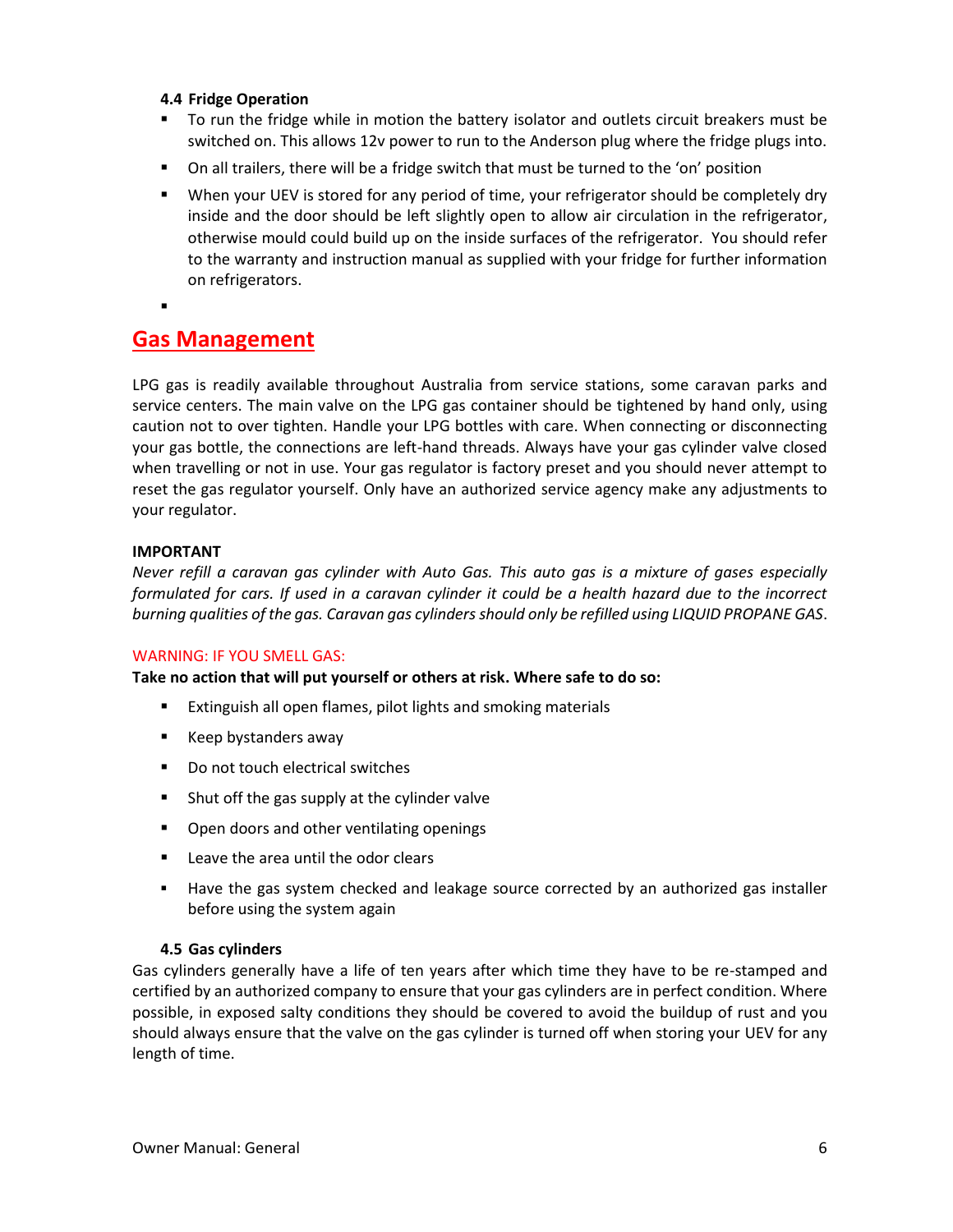### 4.4 Fridge Operation

- To run the fridge while in motion the battery isolator and outlets circuit breakers must be switched on. This allows 12v power to run to the Anderson plug where the fridge plugs into.
- On all trailers, there will be a fridge switch that must be turned to the 'on' position
- When your UEV is stored for any period of time, your refrigerator should be completely dry inside and the door should be left slightly open to allow air circulation in the refrigerator, otherwise mould could build up on the inside surfaces of the refrigerator. You should refer to the warranty and instruction manual as supplied with your fridge for further information on refrigerators.

## Gas Management

LPG gas is readily available throughout Australia from service stations, some caravan parks and service centers. The main valve on the LPG gas container should be tightened by hand only, using caution not to over tighten. Handle your LPG bottles with care. When connecting or disconnecting your gas bottle, the connections are left-hand threads. Always have your gas cylinder valve closed when travelling or not in use. Your gas regulator is factory preset and you should never attempt to reset the gas regulator yourself. Only have an authorized service agency make any adjustments to your regulator.

**IMPORTANT**

*Never refill a caravan gas cylinder with Auto Gas. This auto gas is a mixture of gases especially formulated for cars. If used in a caravan cylinder it could be a health hazard due to the incorrect burning qualities of the gas. Caravan gas cylinders should only be refilled using LIQUID PROPANE GAS*.

WARNING: IF YOU SMELL GAS:

**Take no action that will put yourself or others at risk. Where safe to do so:**

- Extinguish all open flames, pilot lights and smoking materials
- Keep bystanders away
- Do not touch electrical switches
- Shut off the gas supply at the cylinder valve
- Open doors and other ventilating openings
- Leave the area until the odor clears
- Have the gas system checked and leakage source corrected by an authorized gas installer before using the system again

### 4.5 Gas cylinders

Gas cylinders generally have a life of ten years after which time they have to be re-stamped and certified by an authorized company to ensure that your gas cylinders are in perfect condition. Where possible, in exposed salty conditions they should be covered to avoid the buildup of rust and you should always ensure that the valve on the gas cylinder is turned off when storing your UEV for any length of time.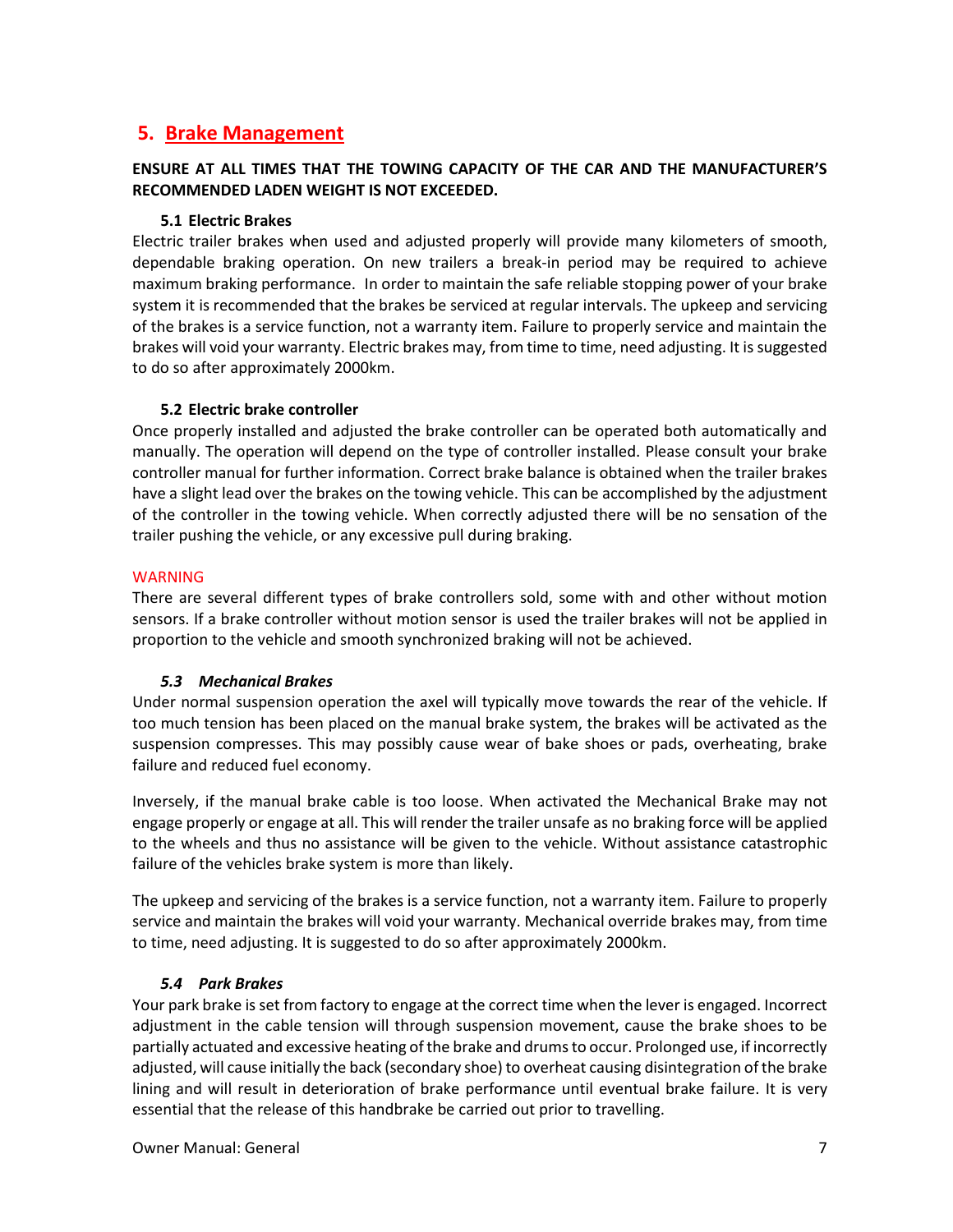# 5. Brake Management

**ENSURE AT ALL TIMES THAT THE TOWING CAPACITY OF THE CAR AND THE MANUFACTURER'S RECOMMENDED LADEN WEIGHT IS NOT EXCEEDED.**

### 5.1 Electric Brakes

Electric trailer brakes when used and adjusted properly will provide many kilometers of smooth, dependable braking operation. On new trailers a break-in period may be required to achieve maximum braking performance. In order to maintain the safe reliable stopping power of your brake system it is recommended that the brakes be serviced at regular intervals. The upkeep and servicing of the brakes is a service function, not a warranty item. Failure to properly service and maintain the brakes will void your warranty. Electric brakes may, from time to time, need adjusting. It is suggested to do so after approximately 2000km.

### 5.2 Electric brake controller

Once properly installed and adjusted the brake controller can be operated both automatically and manually. The operation will depend on the type of controller installed. Please consult your brake controller manual for further information. Correct brake balance is obtained when the trailer brakes have a slight lead over the brakes on the towing vehicle. This can be accomplished by the adjustment of the controller in the towing vehicle. When correctly adjusted there will be no sensation of the trailer pushing the vehicle, or any excessive pull during braking.

WARNING

There are several different types of brake controllers sold, some with and other without motion sensors. If a brake controller without motion sensor is used the trailer brakes will not be applied in proportion to the vehicle and smooth synchronized braking will not be achieved.

### *5.3 Mechanical Brakes*

Under normal suspension operation the axel will typically move towards the rear of the vehicle. If too much tension has been placed on the manual brake system, the brakes will be activated as the suspension compresses. This may possibly cause wear of bake shoes or pads, overheating, brake failure and reduced fuel economy.

Inversely, if the manual brake cable is too loose. When activated the Mechanical Brake may not engage properly or engage at all. This will render the trailer unsafe as no braking force will be applied to the wheels and thus no assistance will be given to the vehicle. Without assistance catastrophic failure of the vehicles brake system is more than likely.

The upkeep and servicing of the brakes is a service function, not a warranty item. Failure to properly service and maintain the brakes will void your warranty. Mechanical override brakes may, from time to time, need adjusting. It is suggested to do so after approximately 2000km.

### *5.4 Park Brakes*

Your park brake is set from factory to engage at the correct time when the lever is engaged. Incorrect adjustment in the cable tension will through suspension movement, cause the brake shoes to be partially actuated and excessive heating of the brake and drums to occur. Prolonged use, if incorrectly adjusted, will cause initially the back (secondary shoe) to overheat causing disintegration of the brake lining and will result in deterioration of brake performance until eventual brake failure. It is very essential that the release of this handbrake be carried out prior to travelling.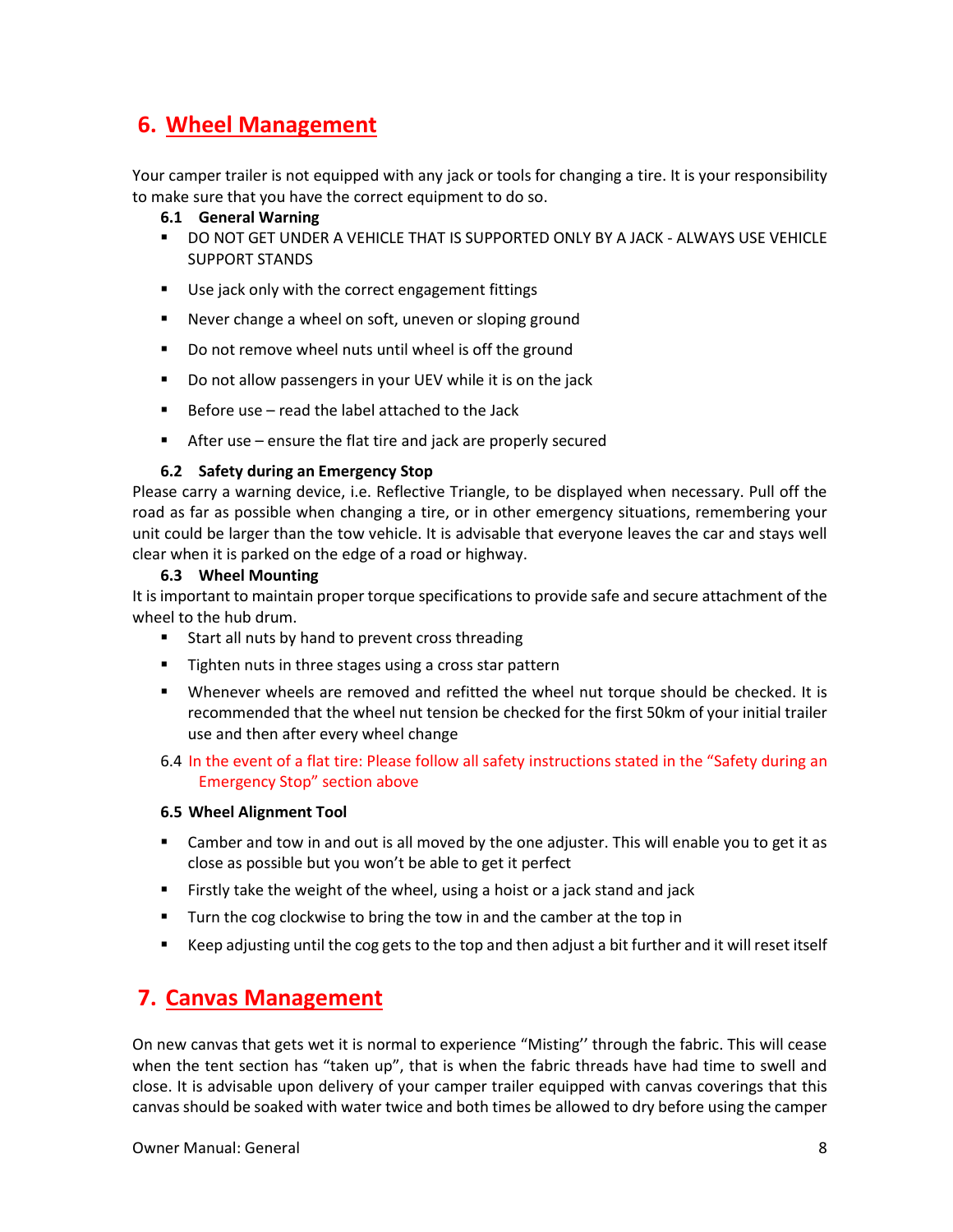## 6. Wheel Management

Your camper trailer is not equipped with any jack or tools for changing a tire. It is your responsibility to make sure that you have the correct equipment to do so.

### 6.1 General Warning

- DO NOT GET UNDER A VEHICLE THAT IS SUPPORTED ONLY BY A JACK - ALWAYS USE VEHICLE SUPPORT STANDS
- Use jack only with the correct engagement fittings
- Never change a wheel on soft, uneven or sloping ground
- Do not remove wheel nuts until wheel is off the ground
- Do not allow passengers in your UEV while it is on the jack
- Before use – read the label attached to the Jack
- After use – ensure the flat tire and jack are properly secured

### 6.2 Safety during an Emergency Stop

Please carry a warning device, i.e. Reflective Triangle, to be displayed when necessary. Pull off the road as far as possible when changing a tire, or in other emergency situations, remembering your unit could be larger than the tow vehicle. It is advisable that everyone leaves the car and stays well clear when it is parked on the edge of a road or highway.

### 6.3 Wheel Mounting

It is important to maintain proper torque specifications to provide safe and secure attachment of the wheel to the hub drum.

- Start all nuts by hand to prevent cross threading
- Tighten nuts in three stages using a cross star pattern
- Whenever wheels are removed and refitted the wheel nut torque should be checked. It is recommended that the wheel nut tension be checked for the first 50km of your initial trailer use and then after every wheel change

6.4 In the event of a flat tire: Please follow all safety instructions stated in the “Safety during an Emergency Stop” section above

### 6.5 Wheel Alignment Tool

- Camber and tow in and out is all moved by the one adjuster. This will enable you to get it as close as possible but you won’t be able to get it perfect
- Firstly take the weight of the wheel, using a hoist or a jack stand and jack
- Turn the cog clockwise to bring the tow in and the camber at the top in
- Keep adjusting until the cog gets to the top and then adjust a bit further and it will reset itself

## 7. Canvas Management

On new canvas that gets wet it is normal to experience “Misting’’ through the fabric. This will cease when the tent section has “taken up”, that is when the fabric threads have had time to swell and close. It is advisable upon delivery of your camper trailer equipped with canvas coverings that this canvas should be soaked with water twice and both times be allowed to dry before using the camper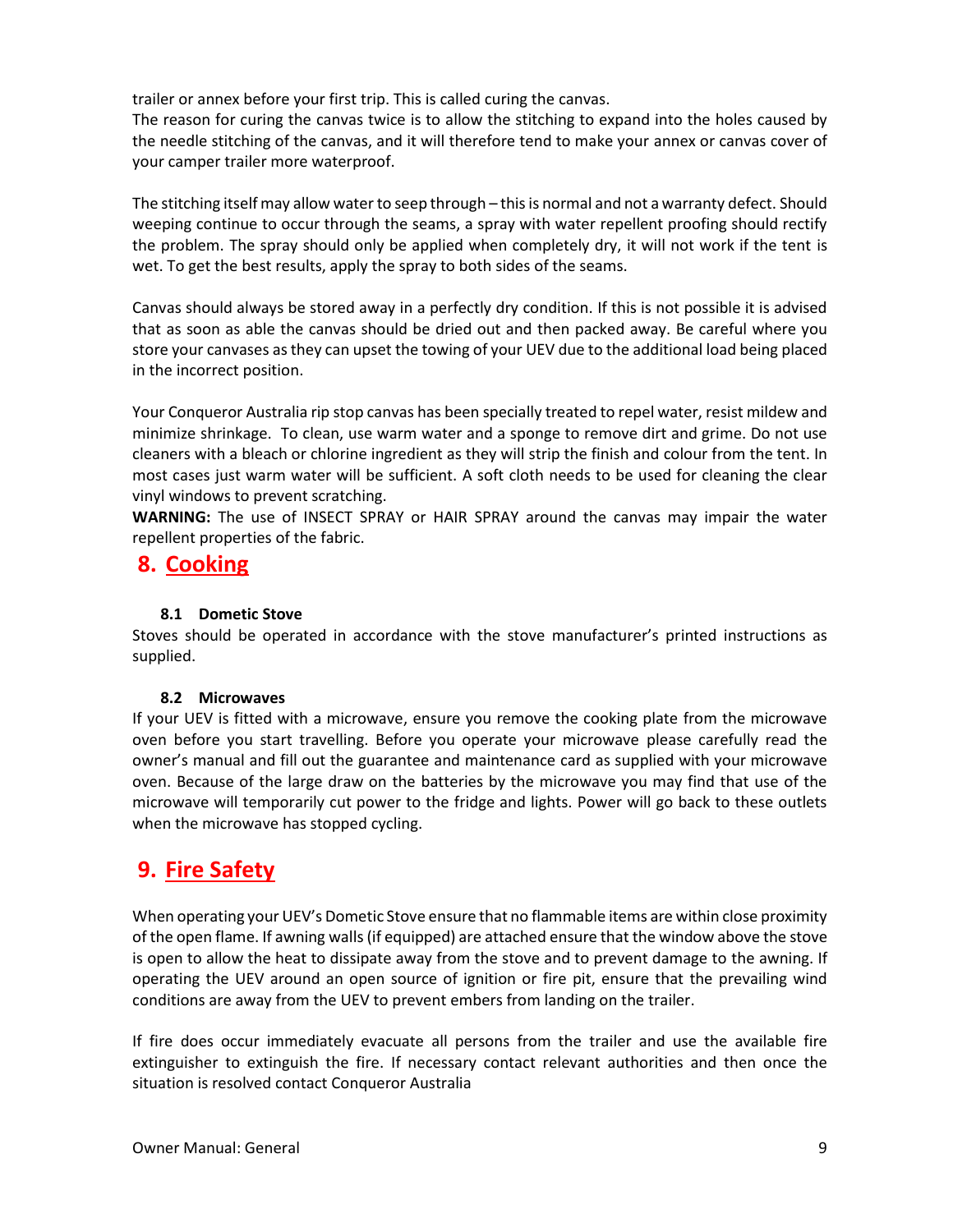trailer or annex before your first trip. This is called curing the canvas.
The reason for curing the canvas twice is to allow the stitching to expand into the holes caused by the needle stitching of the canvas, and it will therefore tend to make your annex or canvas cover of your camper trailer more waterproof.

The stitching itself may allow water to seep through – this is normal and not a warranty defect. Should weeping continue to occur through the seams, a spray with water repellent proofing should rectify the problem. The spray should only be applied when completely dry, it will not work if the tent is wet. To get the best results, apply the spray to both sides of the seams.

Canvas should always be stored away in a perfectly dry condition. If this is not possible it is advised that as soon as able the canvas should be dried out and then packed away. Be careful where you store your canvases as they can upset the towing of your UEV due to the additional load being placed in the incorrect position.

Your Conqueror Australia rip stop canvas has been specially treated to repel water, resist mildew and minimize shrinkage. To clean, use warm water and a sponge to remove dirt and grime. Do not use cleaners with a bleach or chlorine ingredient as they will strip the finish and colour from the tent. In most cases just warm water will be sufficient. A soft cloth needs to be used for cleaning the clear vinyl windows to prevent scratching.
**WARNING:** The use of INSECT SPRAY or HAIR SPRAY around the canvas may impair the water repellent properties of the fabric.

# 8. Cooking

### 8.1 Dometic Stove

Stoves should be operated in accordance with the stove manufacturer's printed instructions as supplied.

### 8.2 Microwaves

If your UEV is fitted with a microwave, ensure you remove the cooking plate from the microwave oven before you start travelling. Before you operate your microwave please carefully read the owner's manual and fill out the guarantee and maintenance card as supplied with your microwave oven. Because of the large draw on the batteries by the microwave you may find that use of the microwave will temporarily cut power to the fridge and lights. Power will go back to these outlets when the microwave has stopped cycling.

# 9. Fire Safety

When operating your UEV's Dometic Stove ensure that no flammable items are within close proximity of the open flame. If awning walls (if equipped) are attached ensure that the window above the stove is open to allow the heat to dissipate away from the stove and to prevent damage to the awning. If operating the UEV around an open source of ignition or fire pit, ensure that the prevailing wind conditions are away from the UEV to prevent embers from landing on the trailer.

If fire does occur immediately evacuate all persons from the trailer and use the available fire extinguisher to extinguish the fire. If necessary contact relevant authorities and then once the situation is resolved contact Conqueror Australia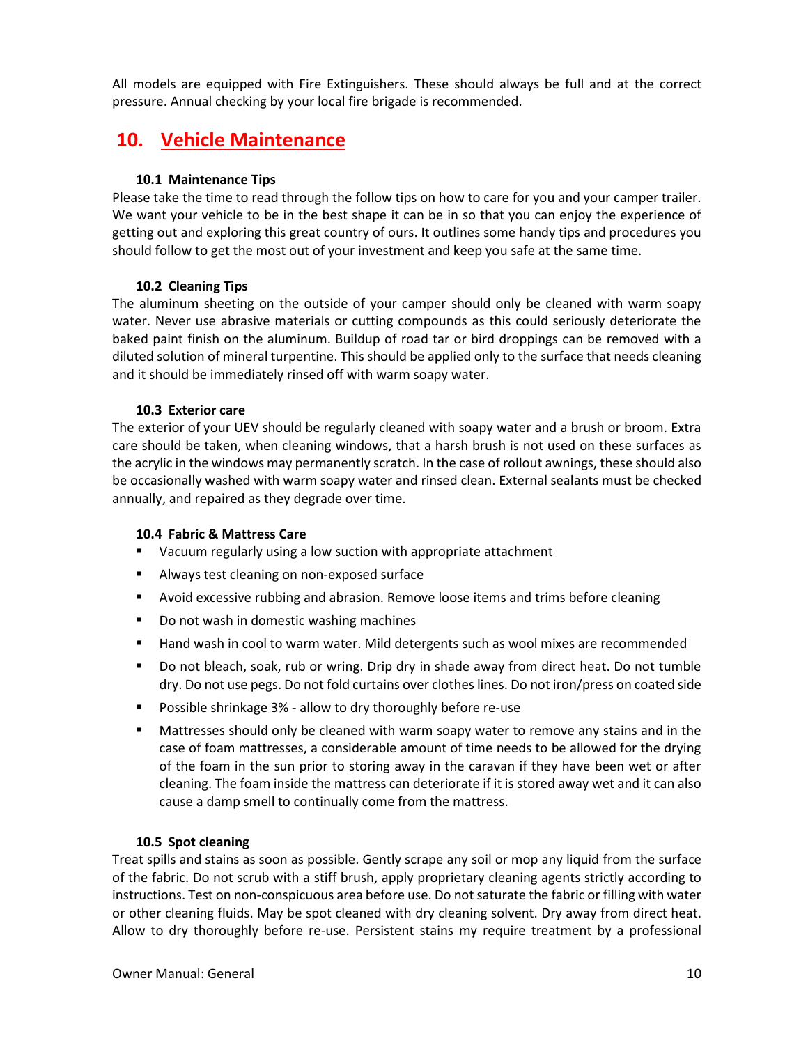All models are equipped with Fire Extinguishers. These should always be full and at the correct pressure. Annual checking by your local fire brigade is recommended.

## 10. Vehicle Maintenance

### 10.1 Maintenance Tips

Please take the time to read through the follow tips on how to care for you and your camper trailer. We want your vehicle to be in the best shape it can be in so that you can enjoy the experience of getting out and exploring this great country of ours. It outlines some handy tips and procedures you should follow to get the most out of your investment and keep you safe at the same time.

### 10.2 Cleaning Tips

The aluminum sheeting on the outside of your camper should only be cleaned with warm soapy water. Never use abrasive materials or cutting compounds as this could seriously deteriorate the baked paint finish on the aluminum. Buildup of road tar or bird droppings can be removed with a diluted solution of mineral turpentine. This should be applied only to the surface that needs cleaning and it should be immediately rinsed off with warm soapy water.

### 10.3 Exterior care

The exterior of your UEV should be regularly cleaned with soapy water and a brush or broom. Extra care should be taken, when cleaning windows, that a harsh brush is not used on these surfaces as the acrylic in the windows may permanently scratch. In the case of rollout awnings, these should also be occasionally washed with warm soapy water and rinsed clean. External sealants must be checked annually, and repaired as they degrade over time.

### 10.4 Fabric & Mattress Care

- Vacuum regularly using a low suction with appropriate attachment
- Always test cleaning on non-exposed surface
- Avoid excessive rubbing and abrasion. Remove loose items and trims before cleaning
- Do not wash in domestic washing machines
- Hand wash in cool to warm water. Mild detergents such as wool mixes are recommended
- Do not bleach, soak, rub or wring. Drip dry in shade away from direct heat. Do not tumble dry. Do not use pegs. Do not fold curtains over clothes lines. Do not iron/press on coated side
- Possible shrinkage 3% - allow to dry thoroughly before re-use
- Mattresses should only be cleaned with warm soapy water to remove any stains and in the case of foam mattresses, a considerable amount of time needs to be allowed for the drying of the foam in the sun prior to storing away in the caravan if they have been wet or after cleaning. The foam inside the mattress can deteriorate if it is stored away wet and it can also cause a damp smell to continually come from the mattress.

### 10.5 Spot cleaning

Treat spills and stains as soon as possible. Gently scrape any soil or mop any liquid from the surface of the fabric. Do not scrub with a stiff brush, apply proprietary cleaning agents strictly according to instructions. Test on non-conspicuous area before use. Do not saturate the fabric or filling with water or other cleaning fluids. May be spot cleaned with dry cleaning solvent. Dry away from direct heat. Allow to dry thoroughly before re-use. Persistent stains my require treatment by a professional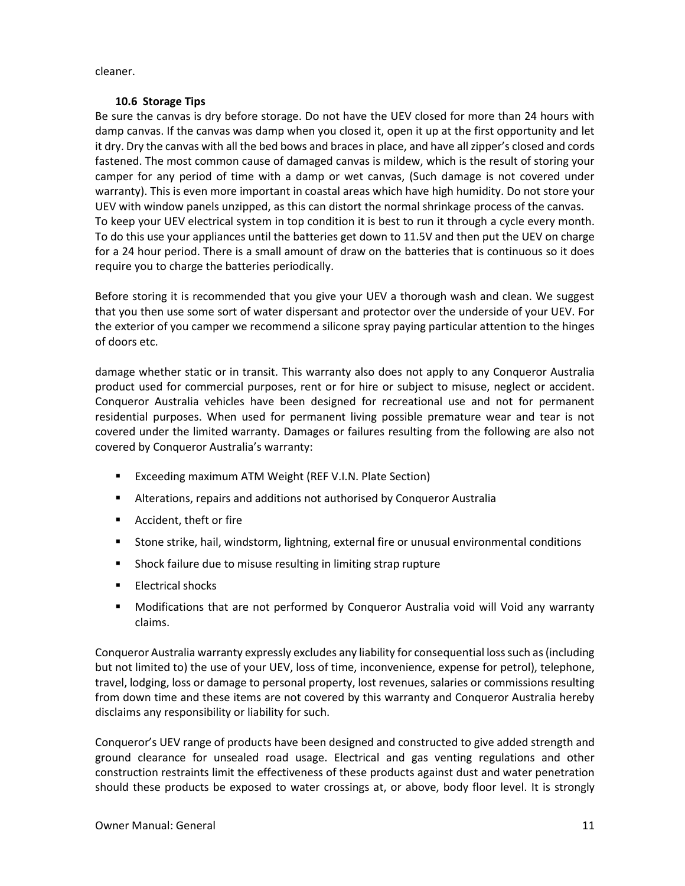cleaner.

### 10.6 Storage Tips

Be sure the canvas is dry before storage. Do not have the UEV closed for more than 24 hours with damp canvas. If the canvas was damp when you closed it, open it up at the first opportunity and let it dry. Dry the canvas with all the bed bows and braces in place, and have all zipper's closed and cords fastened. The most common cause of damaged canvas is mildew, which is the result of storing your camper for any period of time with a damp or wet canvas, (Such damage is not covered under warranty). This is even more important in coastal areas which have high humidity. Do not store your UEV with window panels unzipped, as this can distort the normal shrinkage process of the canvas.
To keep your UEV electrical system in top condition it is best to run it through a cycle every month. To do this use your appliances until the batteries get down to 11.5V and then put the UEV on charge for a 24 hour period. There is a small amount of draw on the batteries that is continuous so it does require you to charge the batteries periodically.

Before storing it is recommended that you give your UEV a thorough wash and clean. We suggest that you then use some sort of water dispersant and protector over the underside of your UEV. For the exterior of you camper we recommend a silicone spray paying particular attention to the hinges of doors etc.

damage whether static or in transit. This warranty also does not apply to any Conqueror Australia product used for commercial purposes, rent or for hire or subject to misuse, neglect or accident. Conqueror Australia vehicles have been designed for recreational use and not for permanent residential purposes. When used for permanent living possible premature wear and tear is not covered under the limited warranty. Damages or failures resulting from the following are also not covered by Conqueror Australia's warranty:

- Exceeding maximum ATM Weight (REF V.I.N. Plate Section)
- Alterations, repairs and additions not authorised by Conqueror Australia
- Accident, theft or fire
- Stone strike, hail, windstorm, lightning, external fire or unusual environmental conditions
- Shock failure due to misuse resulting in limiting strap rupture
- Electrical shocks
- Modifications that are not performed by Conqueror Australia void will Void any warranty claims.

Conqueror Australia warranty expressly excludes any liability for consequential loss such as (including but not limited to) the use of your UEV, loss of time, inconvenience, expense for petrol), telephone, travel, lodging, loss or damage to personal property, lost revenues, salaries or commissions resulting from down time and these items are not covered by this warranty and Conqueror Australia hereby disclaims any responsibility or liability for such.

Conqueror's UEV range of products have been designed and constructed to give added strength and ground clearance for unsealed road usage. Electrical and gas venting regulations and other construction restraints limit the effectiveness of these products against dust and water penetration should these products be exposed to water crossings at, or above, body floor level. It is strongly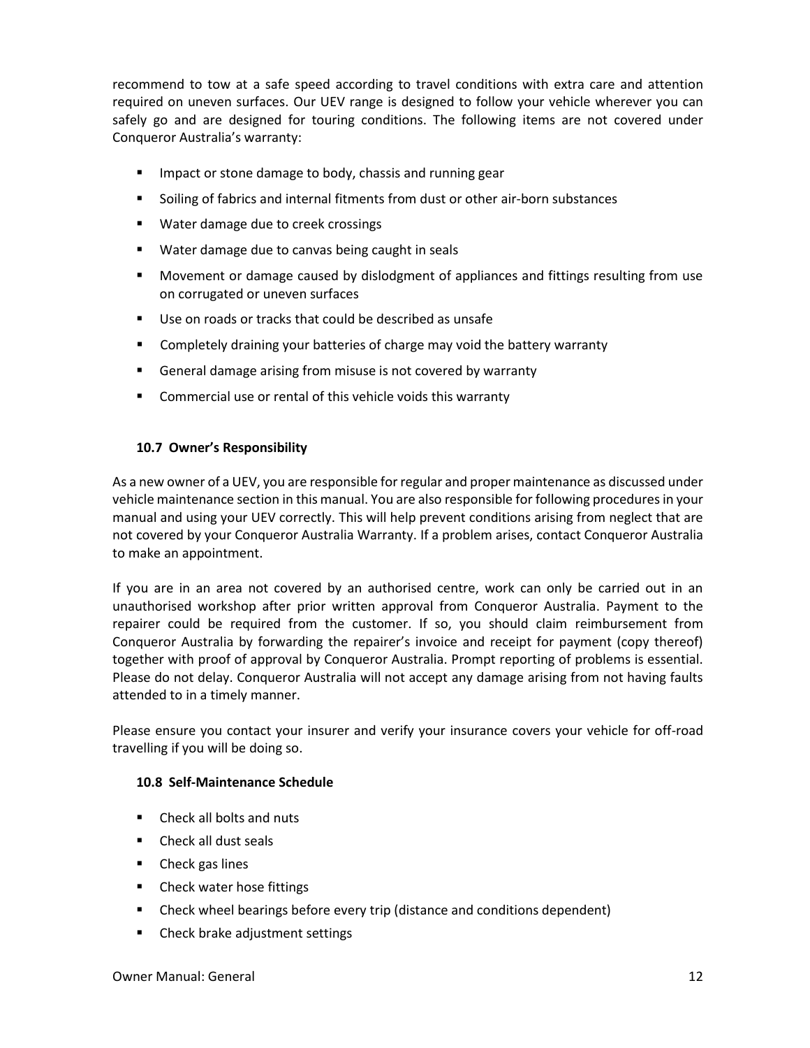recommend to tow at a safe speed according to travel conditions with extra care and attention required on uneven surfaces. Our UEV range is designed to follow your vehicle wherever you can safely go and are designed for touring conditions. The following items are not covered under Conqueror Australia's warranty:

- Impact or stone damage to body, chassis and running gear
- Soiling of fabrics and internal fitments from dust or other air-born substances
- Water damage due to creek crossings
- Water damage due to canvas being caught in seals
- Movement or damage caused by dislodgment of appliances and fittings resulting from use on corrugated or uneven surfaces
- Use on roads or tracks that could be described as unsafe
- Completely draining your batteries of charge may void the battery warranty
- General damage arising from misuse is not covered by warranty
- Commercial use or rental of this vehicle voids this warranty

### 10.7 Owner's Responsibility

As a new owner of a UEV, you are responsible for regular and proper maintenance as discussed under vehicle maintenance section in this manual. You are also responsible for following procedures in your manual and using your UEV correctly. This will help prevent conditions arising from neglect that are not covered by your Conqueror Australia Warranty. If a problem arises, contact Conqueror Australia to make an appointment.

If you are in an area not covered by an authorised centre, work can only be carried out in an unauthorised workshop after prior written approval from Conqueror Australia. Payment to the repairer could be required from the customer. If so, you should claim reimbursement from Conqueror Australia by forwarding the repairer's invoice and receipt for payment (copy thereof) together with proof of approval by Conqueror Australia. Prompt reporting of problems is essential. Please do not delay. Conqueror Australia will not accept any damage arising from not having faults attended to in a timely manner.

Please ensure you contact your insurer and verify your insurance covers your vehicle for off-road travelling if you will be doing so.

### 10.8 Self-Maintenance Schedule

- Check all bolts and nuts
- Check all dust seals
- Check gas lines
- Check water hose fittings
- Check wheel bearings before every trip (distance and conditions dependent)
- Check brake adjustment settings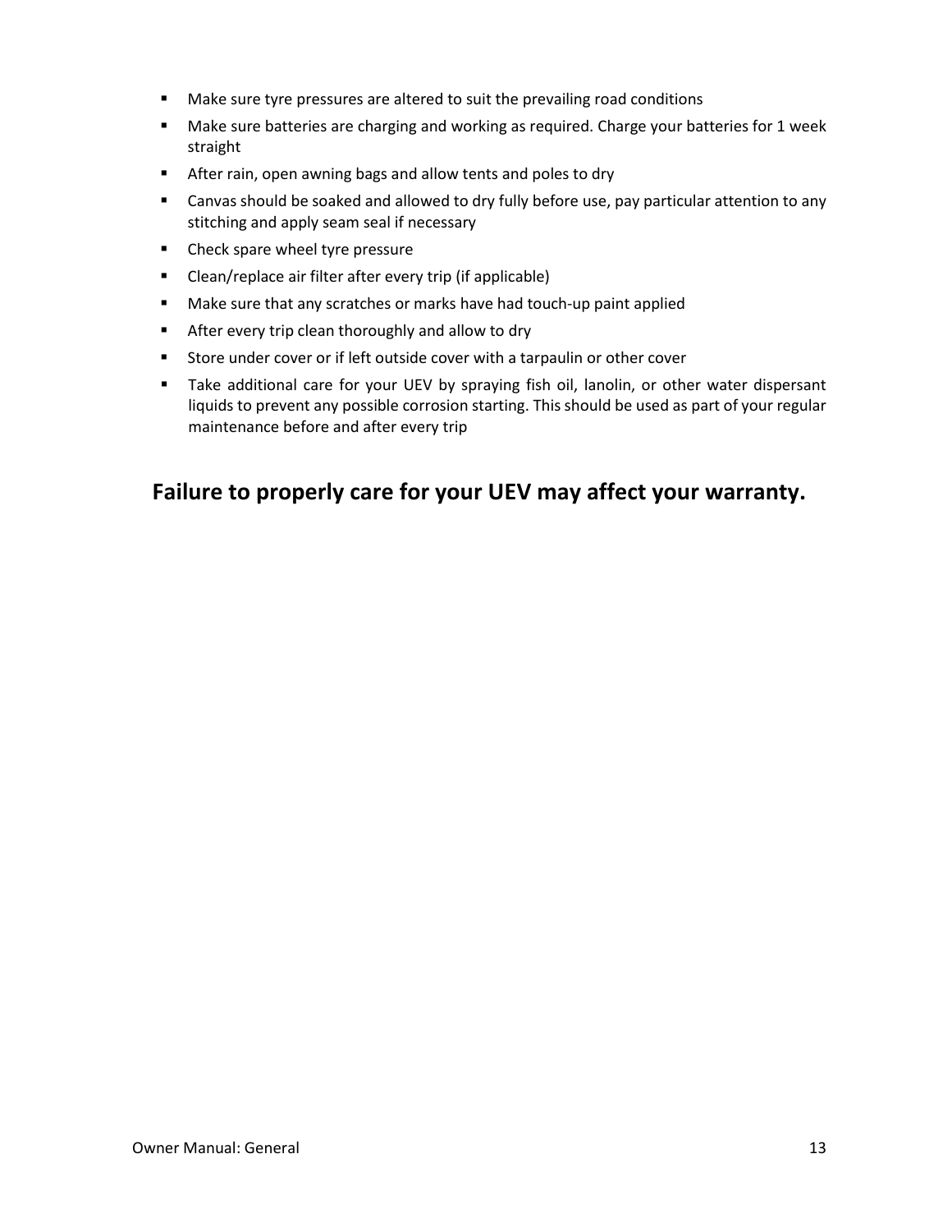- Make sure tyre pressures are altered to suit the prevailing road conditions
- Make sure batteries are charging and working as required. Charge your batteries for 1 week straight
- After rain, open awning bags and allow tents and poles to dry
- Canvas should be soaked and allowed to dry fully before use, pay particular attention to any stitching and apply seam seal if necessary
- Check spare wheel tyre pressure
- Clean/replace air filter after every trip (if applicable)
- Make sure that any scratches or marks have had touch-up paint applied
- After every trip clean thoroughly and allow to dry
- Store under cover or if left outside cover with a tarpaulin or other cover
- Take additional care for your UEV by spraying fish oil, lanolin, or other water dispersant liquids to prevent any possible corrosion starting. This should be used as part of your regular maintenance before and after every trip

## Failure to properly care for your UEV may affect your warranty.